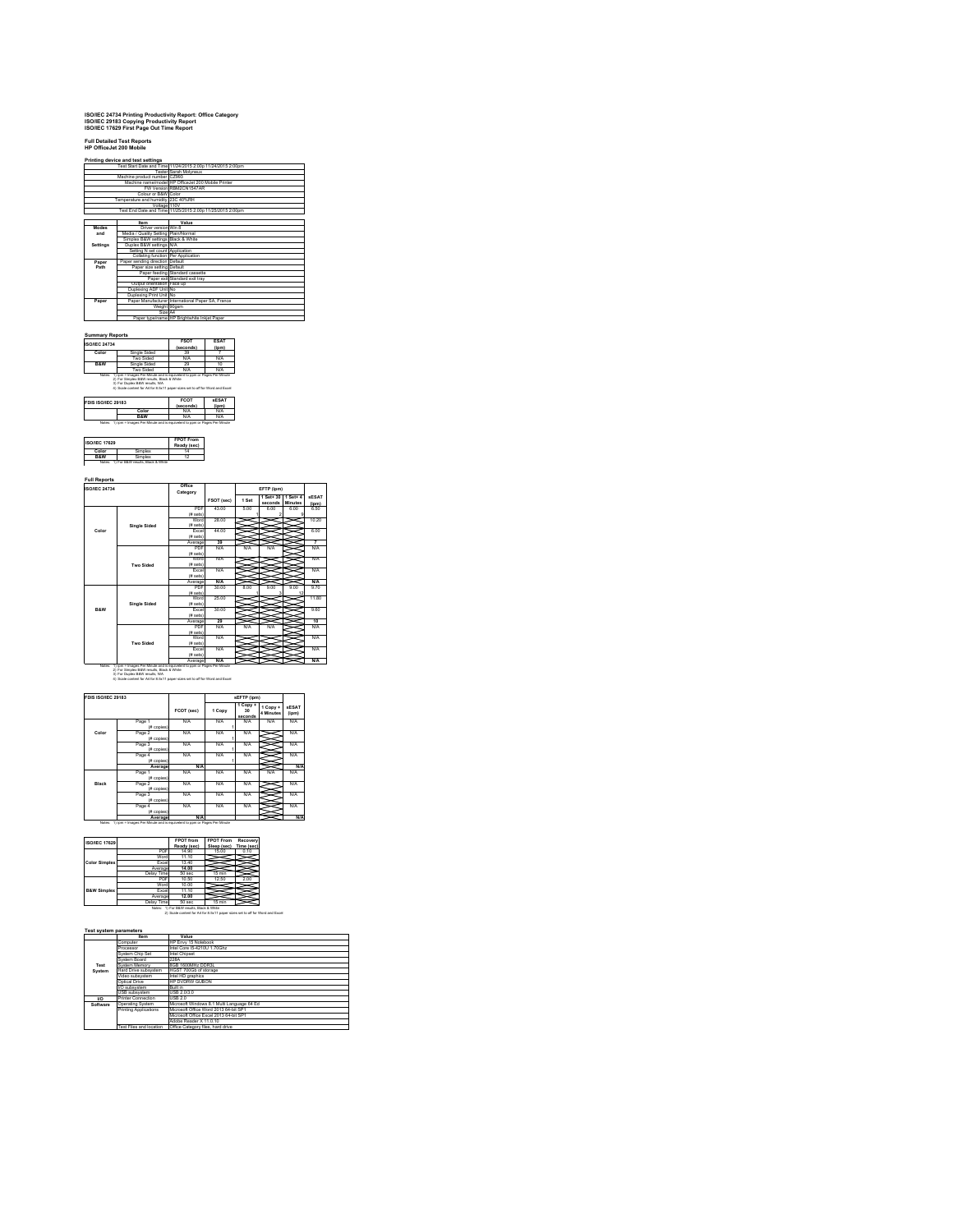# ISO/IEC 24734 Printing Productivity Report: Office Category
# ISO/IEC 29183 Copying Productivity Report
# ISO/IEC 17629 First Page Out Time Report

## Full Detailed Test Reports
## HP OfficeJet 200 Mobile

### Printing device and test settings

| Item | Value |
|---|---|
| Test Start Date and Time | 11/24/2015 2:00p 11/24/2015 2:00pm |
| Tester | Sarah Molyneux |
| Machine product number | CZ993 |
| Machine name/model | HP OfficeJet 200 Mobile Printer |
| FW Version | RBM2CN1547AR |
| Colour or B&W | Color |
| Temperature and humidity | 23C 40%RH |
| Voltage | 110V |
| Test End Date and Time | 11/25/2015 2:00p 11/25/2015 2:00pm |

| | Item | Value |
|---|---|---|
| Modes and Settings | Driver version | Win 8 |
| | Media / Quality Setting | Plain/Normal |
| | Simplex B&W settings | Black & White |
| | Duplex B&W settings | N/A |
| | Setting N set count | Application |
| | Collating function | Per Application |
| Paper Path | Paper sending direction | Default |
| | Paper size setting | Default |
| | Paper feeding | Standard cassette |
| | Paper exit | Standard exit tray |
| | Output orientation | Face up |
| | Duplexing ADF Unit | No |
| | Duplexing Print Unit | No |
| Paper | Paper Manufacturer | International Paper SA. France |
| | Weight | 80gsm |
| | Size | A4 |
| | Paper type/name | HP Brightwhite Inkjet Paper |

### Summary Reports

| ISO/IEC 24734 | | FSOT (seconds) | ESAT (ipm) |
|---|---|---|---|
| Color | Single Sided | 39 | 7 |
| | Two Sided | N/A | N/A |
| B&W | Single Sided | 29 | 10 |
| | Two Sided | N/A | N/A |

Notes: 1) ipm = Images Per Minute and is equivalent to ppm or Pages Per Minute
2) For Simplex B&W results, Black & White
3) For Duplex B&W results, N/A
4) Scale content for A4 fin 8.5x11 paper sizes set to off for Word and Excel

| FDIS ISO/IEC 29183 | FCOT (seconds) | sESAT (ipm) |
|---|---|---|
| Color | N/A | N/A |
| B&W | N/A | N/A |

Notes: 1) ipm = Images Per Minute and is equivalent to ppm or Pages Per Minute

| ISO/IEC 17629 | | FPOT From Ready (sec) |
|---|---|---|
| Color | Simplex | 14 |
| B&W | Simplex | 12 |

Notes: 1) For B&W results, Black & White

### Full Reports

| ISO/IEC 24734 | | Office Category | FSOT (sec) | EFTP (ipm) 1 Set | 1 Set+ 30 seconds | 1 Set+ 4 Minutes | sESAT (ipm) |
|---|---|---|---|---|---|---|---|
| Color | Single Sided | PDF | 43.00 | 5.00 | 6.00 | 6.00 | 6.50 |
| | | (# sets) | | 1 | 2 | 9 | |
| | | Word | 28.00 | | | | 10.20 |
| | | (# sets) | | | | | |
| | | Excel | 44.00 | | | | 6.00 |
| | | (# sets) | | | | | |
| | | Average | 39 | | | | 7 |
| | Two Sided | PDF | N/A | N/A | N/A | | N/A |
| | | (# sets) | | | | | |
| | | Word | N/A | | | | N/A |
| | | (# sets) | | | | | |
| | | Excel | N/A | | | | N/A |
| | | (# sets) | | | | | |
| | | Average | N/A | | | | N/A |
| B&W | Single Sided | PDF | 30.00 | 8.00 | 9.00 | 9.00 | 9.70 |
| | | (# sets) | | 1 | 3 | 12 | |
| | | Word | 25.00 | | | | 11.80 |
| | | (# sets) | | | | | |
| | | Excel | 30.00 | | | | 9.60 |
| | | (# sets) | | | | | |
| | | Average | 29 | | | | 10 |
| | Two Sided | PDF | N/A | N/A | N/A | | N/A |
| | | (# sets) | | | | | |
| | | Word | N/A | | | | N/A |
| | | (# sets) | | | | | |
| | | Excel | N/A | | | | N/A |
| | | (# sets) | | | | | |
| | | Average | N/A | | | | N/A |

Notes: 1) ipm = Images Per Minute and is equivalent to ppm or Pages Per Minute
2) For Simplex B&W results, Black & White
3) For Duplex B&W results, N/A
4) Scale content for A4 fin 8.5x11 paper sizes set to off for Word and Excel

| FDIS ISO/IEC 29183 | | FCOT (sec) | sEFTP (ipm) 1 Copy | 1 Copy + 30 seconds | 1 Copy + 4 Minutes | sESAT (ipm) |
|---|---|---|---|---|---|---|
| Color | Page 1 | N/A | N/A | N/A | N/A | N/A |
| | (# copies) | | 1 | | | |
| | Page 2 | N/A | N/A | N/A | | N/A |
| | (# copies) | | 1 | | | |
| | Page 3 | N/A | N/A | N/A | | N/A |
| | (# copies) | | 1 | | | |
| | Page 4 | N/A | N/A | N/A | | N/A |
| | (# copies) | | 1 | | | |
| | Average | N/A | | | | N/A |
| Black | Page 1 | N/A | N/A | N/A | N/A | N/A |
| | (# copies) | | | | | |
| | Page 2 | N/A | N/A | N/A | | N/A |
| | (# copies) | | | | | |
| | Page 3 | N/A | N/A | N/A | | N/A |
| | (# copies) | | | | | |
| | Page 4 | N/A | N/A | N/A | | N/A |
| | (# copies) | | | | | |
| | Average | N/A | | | | N/A |

Notes: 1) ipm = Images Per Minute and is equivalent to ppm or Pages Per Minute

| ISO/IEC 17629 | | FPOT from Ready (sec) | FPOT From Sleep (sec) | Recovery Time (sec) |
|---|---|---|---|---|
| Color Simplex | PDF | 14.80 | 15.00 | 0.10 |
| | Word | 11.70 | | |
| | Excel | 13.40 | | |
| | Average | 14.00 | | |
| | Delay Time | 50 sec | 15 min | |
| B&W Simplex | PDF | 10.50 | 12.50 | 2.00 |
| | Word | 10.00 | | |
| | Excel | 11.10 | | |
| | Average | 12.00 | | |
| | Delay Time | 50 sec | 15 min | |

Notes: 1) For B&W results, Black & White
2) Scale content for A4 fin 8.5x11 paper sizes set to off for Word and Excel

### Test system parameters

| | Item | Value |
|---|---|---|
| Test System | Computer | HP Envy 15 Notebook |
| | Processor | Intel Core i5-4210U 1.70GHz |
| | System Chip Set | Intel Chipset |
| | System Board | 228A |
| | System Memory | 8GB 1600MHz DDR3L |
| | Hard Drive subsystem | HGST 700Gb of storage |
| | Video subsystem | Intel HD graphics |
| | Optical Drive | HP DVDRW GUBON |
| | I/O subsystem | Built in |
| | USB subsystem | USB 2.0/3.0 |
| I/O | Printer Connection | USB 2.0 |
| Software | Operating System | Microsoft Windows 8.1 Multi Language 64 Ed |
| | Printing Applications | Microsoft Office Word 2013 64-bit SP1 |
| | | Microsoft Office Excel 2013 64-bit SP1 |
| | | Adobe Reader X 11.0.10 |
| | Test Files and location | Office Category files, hard drive |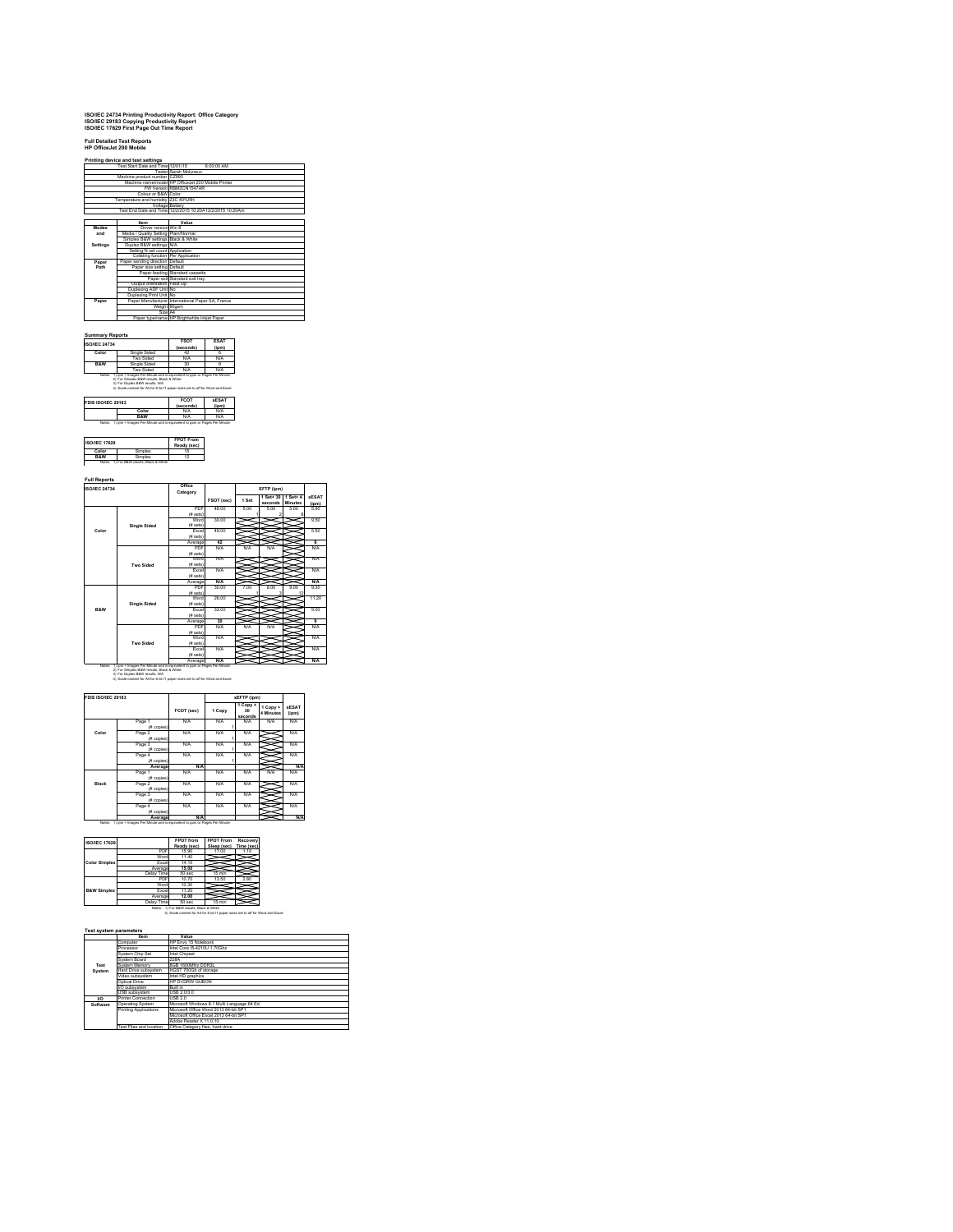**ISO/IEC 24734 Printing Productivity Report: Office Category**
**ISO/IEC 29183 Copying Productivity Report**
**ISO/IEC 17629 First Page Out Time Report**

**Full Detailed Test Reports**
**HP OfficeJet 200 Mobile**

**Printing device and test settings**

| | |
|---|---|
| Test Start Date and Time | 12/01/15 6:00:00 AM |
| Tester | Sarah Molyneux |
| Machine product number | CZ993 |
| Machine name/model | HP OfficeJet 200 Mobile Printer |
| FW Version | RBM2CN1547AR |
| Colour or B&W | Color |
| Temperature and humidity | 23C 40%RH |
| Voltage | Battery |
| Test End Date and Time | 12/2/2015 10:20A12/2/2015 10:20Am |

| | Item | Value |
|---|---|---|
| Modes and Settings | Driver version | Win 8 |
| | Media / Quality Setting | Plain/Normal |
| | Simplex B&W settings | Black & White |
| | Duplex B&W settings | N/A |
| | Setting N set count | Application |
| | Collating function | Per Application |
| Paper Path | Paper sending direction | Default |
| | Paper size setting | Default |
| | Paper feeding | Standard cassette |
| | Paper exit | Standard exit tray |
| | Output orientation | Face Up |
| | Duplexing ADF Unit | No |
| | Duplexing Print Unit | No |
| Paper | Paper Manufacturer | International Paper SA, France |
| | Weight | 80gsm |
| | Size | A4 |
| | Paper type/name | HP Brightwhite Inkjet Paper |

**Summary Reports**

| ISO/IEC 24734 | | FSOT (seconds) | ESAT (ipm) |
|---|---|---|---|
| Color | Single Sided | 42 | 6 |
| | Two Sided | N/A | N/A |
| B&W | Single Sided | 30 | 9 |
| | Two Sided | N/A | N/A |

Notes: 1) ipm = Images Per Minute and is equivalent to ppm or Pages Per Minute
2) For Simplex B&W results, Black & White
3) For Duplex B&W results, N/A
4) Scale content for A4 for 8.5x11 paper sizes set to off for Word and Excel

| FDIS ISO/IEC 29183 | FCOT (seconds) | sESAT (ipm) |
|---|---|---|
| Color | N/A | N/A |
| B&W | N/A | N/A |

Notes: 1) ipm = Images Per Minute and is equivalent to ppm or Pages Per Minute

| ISO/IEC 17629 | | FPOT From Ready (sec) |
|---|---|---|
| Color | Simplex | 15 |
| B&W | Simplex | 12 |

Notes: 1) For B&W results, Black & White

**Full Reports**

| ISO/IEC 24734 | | Office Category | FSOT (sec) | EFTP (ipm) 1 Set | 1 Set + 30 seconds | 1 Set + 4 Minutes | ESAT (ipm) |
|---|---|---|---|---|---|---|---|
| Color | Single Sided | PDF | 46.00 | 5.00 | 5.00 | 5.00 | 5.90 |
| | | (# sets) | | 1 | 2 | 8 | |
| | | Word | 30.00 | | | | 6.50 |
| | | (# sets) | | | | | |
| | | Excel | 49.00 | | | | 5.50 |
| | | (# sets) | | | | | |
| | | Average | 42 | | | | 6 |
| | Two Sided | PDF | N/A | N/A | N/A | | N/A |
| | | (# sets) | | | | | |
| | | Word | N/A | | | | N/A |
| | | (# sets) | | | | | |
| | | Excel | N/A | | | | N/A |
| | | (# sets) | | | | | |
| | | Average | N/A | | | | N/A |
| B&W | Single Sided | PDF | 30.00 | 7.00 | 8.00 | 9.00 | 9.30 |
| | | (# sets) | | 1 | 3 | 12 | |
| | | Word | 26.00 | | | | 11.20 |
| | | (# sets) | | | | | |
| | | Excel | 32.00 | | | | 9.00 |
| | | (# sets) | | | | | |
| | | Average | 30 | | | | 9 |
| | Two Sided | PDF | N/A | N/A | N/A | | N/A |
| | | (# sets) | | | | | |
| | | Word | N/A | | | | N/A |
| | | (# sets) | | | | | |
| | | Excel | N/A | | | | N/A |
| | | (# sets) | | | | | |
| | | Average | N/A | | | | N/A |

Notes: 1) ipm = Images Per Minute and is equivalent to ppm or Pages Per Minute
2) For Simplex B&W results, Black & White
3) For Duplex B&W results, N/A
4) Scale content for A4 for 8.5x11 paper sizes set to off for Word and Excel

| FDIS ISO/IEC 29183 | | FCOT (sec) | sEFTP (ipm) 1 Copy | 1 Copy + 30 seconds | 1 Copy + 4 Minutes | sESAT (ipm) |
|---|---|---|---|---|---|---|
| Color | Page 1 | N/A | N/A | N/A | N/A | N/A |
| | (# copies) | | 1 | | | |
| | Page 2 | N/A | N/A | N/A | | N/A |
| | (# copies) | | 1 | | | |
| | Page 3 | N/A | N/A | N/A | | N/A |
| | (# copies) | | 1 | | | |
| | Page 4 | N/A | N/A | N/A | | N/A |
| | (# copies) | | 1 | | | |
| | Average | N/A | | | | N/A |
| Black | Page 1 | N/A | N/A | N/A | N/A | N/A |
| | (# copies) | | | | | |
| | Page 2 | N/A | N/A | N/A | | N/A |
| | (# copies) | | | | | |
| | Page 3 | N/A | N/A | N/A | | N/A |
| | (# copies) | | | | | |
| | Page 4 | N/A | N/A | N/A | | N/A |
| | (# copies) | | | | | |
| | Average | N/A | | | | N/A |

Notes: 1) ipm = Images Per Minute and is equivalent to ppm or Pages Per Minute

| ISO/IEC 17629 | | FPOT from Ready (sec) | FPOT From Sleep (sec) | Recovery Time (sec) |
|---|---|---|---|---|
| Color Simplex | PDF | 15.90 | 17.00 | 1.10 |
| | Word | 11.40 | | |
| | Excel | 14.10 | | |
| | Average | 15.00 | | |
| | Delay Time | 50 sec | 15 min | |
| B&W Simplex | PDF | 10.70 | 13.50 | 2.80 |
| | Word | 10.30 | | |
| | Excel | 11.20 | | |
| | Average | 12.00 | | |
| | Delay Time | 50 sec | 15 min | |

Notes: 1) For B&W results, Black & White
2) Scale content for A4 for 8.5x11 paper sizes set to off for Word and Excel

**Test system parameters**

| | Item | Value |
|---|---|---|
| Test System | Computer | HP Envy 15 Notebook |
| | Processor | Intel Core i5-4210U 1.70GHz |
| | System Chip Set | Intel Chipset |
| | System Board | 228A |
| | System Memory | 8GB 1600MHz DDR3L |
| | Hard Drive subsystem | HGST 700Gb of storage |
| | Video subsystem | Intel HD graphics |
| | Optical Drive | HP DVDRW GUBON |
| | I/O subsystem | Built in |
| | USB subsystem | USB 2.0/3.0 |
| I/O | Printer Connection | USB 2.0 |
| Software | Operating System | Microsoft Windows 8.1 Multi Language 64 Ed |
| | Printing Applications | Microsoft Office Word 2013 64-bit SP1 |
| | | Microsoft Office Excel 2013 64-bit SP1 |
| | | Adobe Reader X 11.0.10 |
| | Test Files and location | Office Category files, hard drive |